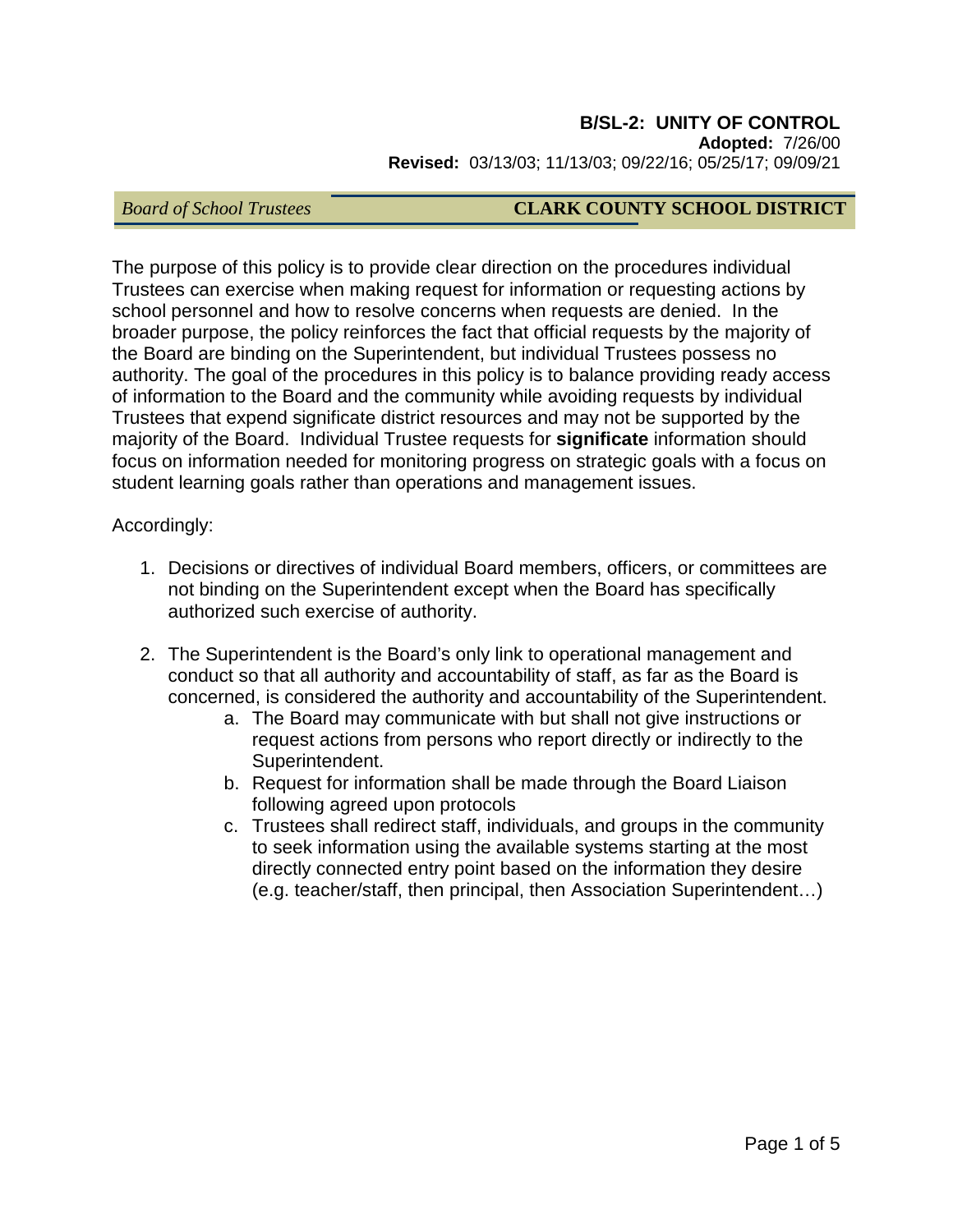# B/SL-2: UNITY OF CONTROL

**Adopted:** 7/26/00
**Revised:** 03/13/03; 11/13/03; 09/22/16; 05/25/17; 09/09/21

*Board of School Trustees* **CLARK COUNTY SCHOOL DISTRICT**

The purpose of this policy is to provide clear direction on the procedures individual Trustees can exercise when making request for information or requesting actions by school personnel and how to resolve concerns when requests are denied. In the broader purpose, the policy reinforces the fact that official requests by the majority of the Board are binding on the Superintendent, but individual Trustees possess no authority. The goal of the procedures in this policy is to balance providing ready access of information to the Board and the community while avoiding requests by individual Trustees that expend significate district resources and may not be supported by the majority of the Board. Individual Trustee requests for **significate** information should focus on information needed for monitoring progress on strategic goals with a focus on student learning goals rather than operations and management issues.

Accordingly:

1. Decisions or directives of individual Board members, officers, or committees are not binding on the Superintendent except when the Board has specifically authorized such exercise of authority.

2. The Superintendent is the Board's only link to operational management and conduct so that all authority and accountability of staff, as far as the Board is concerned, is considered the authority and accountability of the Superintendent.
   a. The Board may communicate with but shall not give instructions or request actions from persons who report directly or indirectly to the Superintendent.
   b. Request for information shall be made through the Board Liaison following agreed upon protocols
   c. Trustees shall redirect staff, individuals, and groups in the community to seek information using the available systems starting at the most directly connected entry point based on the information they desire (e.g. teacher/staff, then principal, then Association Superintendent…)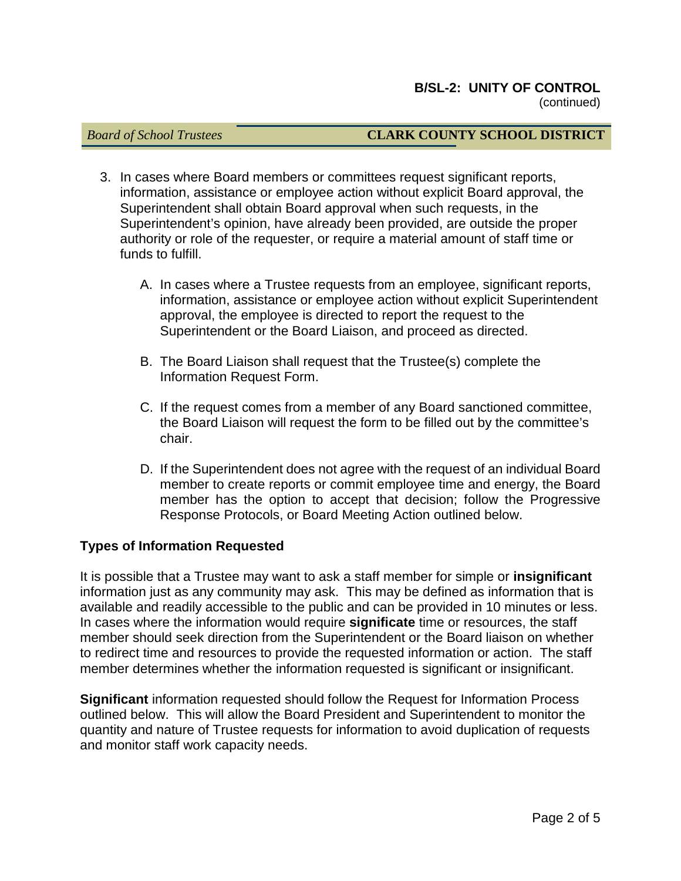3. In cases where Board members or committees request significant reports, information, assistance or employee action without explicit Board approval, the Superintendent shall obtain Board approval when such requests, in the Superintendent's opinion, have already been provided, are outside the proper authority or role of the requester, or require a material amount of staff time or funds to fulfill.

   A. In cases where a Trustee requests from an employee, significant reports, information, assistance or employee action without explicit Superintendent approval, the employee is directed to report the request to the Superintendent or the Board Liaison, and proceed as directed.

   B. The Board Liaison shall request that the Trustee(s) complete the Information Request Form.

   C. If the request comes from a member of any Board sanctioned committee, the Board Liaison will request the form to be filled out by the committee's chair.

   D. If the Superintendent does not agree with the request of an individual Board member to create reports or commit employee time and energy, the Board member has the option to accept that decision; follow the Progressive Response Protocols, or Board Meeting Action outlined below.

**Types of Information Requested**

It is possible that a Trustee may want to ask a staff member for simple or **insignificant** information just as any community may ask. This may be defined as information that is available and readily accessible to the public and can be provided in 10 minutes or less. In cases where the information would require **significate** time or resources, the staff member should seek direction from the Superintendent or the Board liaison on whether to redirect time and resources to provide the requested information or action. The staff member determines whether the information requested is significant or insignificant.

**Significant** information requested should follow the Request for Information Process outlined below. This will allow the Board President and Superintendent to monitor the quantity and nature of Trustee requests for information to avoid duplication of requests and monitor staff work capacity needs.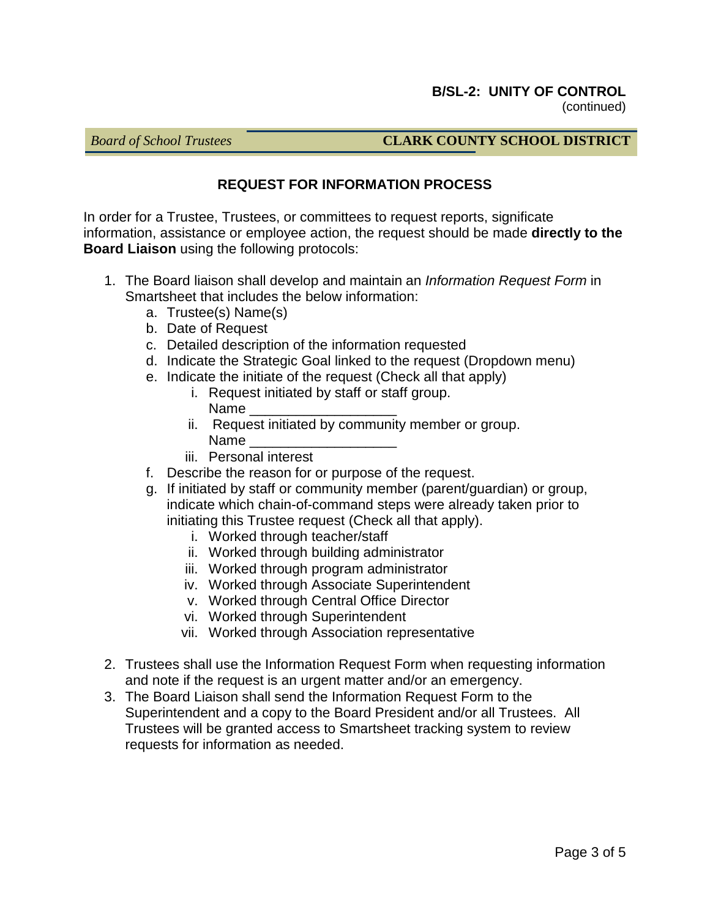## REQUEST FOR INFORMATION PROCESS

In order for a Trustee, Trustees, or committees to request reports, significant information, assistance or employee action, the request should be made **directly to the Board Liaison** using the following protocols:

1. The Board liaison shall develop and maintain an *Information Request Form* in Smartsheet that includes the below information:
   a. Trustee(s) Name(s)
   b. Date of Request
   c. Detailed description of the information requested
   d. Indicate the Strategic Goal linked to the request (Dropdown menu)
   e. Indicate the initiate of the request (Check all that apply)
      i. Request initiated by staff or staff group.
         Name ___________________
      ii. Request initiated by community member or group.
         Name ___________________
      iii. Personal interest
   f. Describe the reason for or purpose of the request.
   g. If initiated by staff or community member (parent/guardian) or group, indicate which chain-of-command steps were already taken prior to initiating this Trustee request (Check all that apply).
      i. Worked through teacher/staff
      ii. Worked through building administrator
      iii. Worked through program administrator
      iv. Worked through Associate Superintendent
      v. Worked through Central Office Director
      vi. Worked through Superintendent
      vii. Worked through Association representative
2. Trustees shall use the Information Request Form when requesting information and note if the request is an urgent matter and/or an emergency.
3. The Board Liaison shall send the Information Request Form to the Superintendent and a copy to the Board President and/or all Trustees. All Trustees will be granted access to Smartsheet tracking system to review requests for information as needed.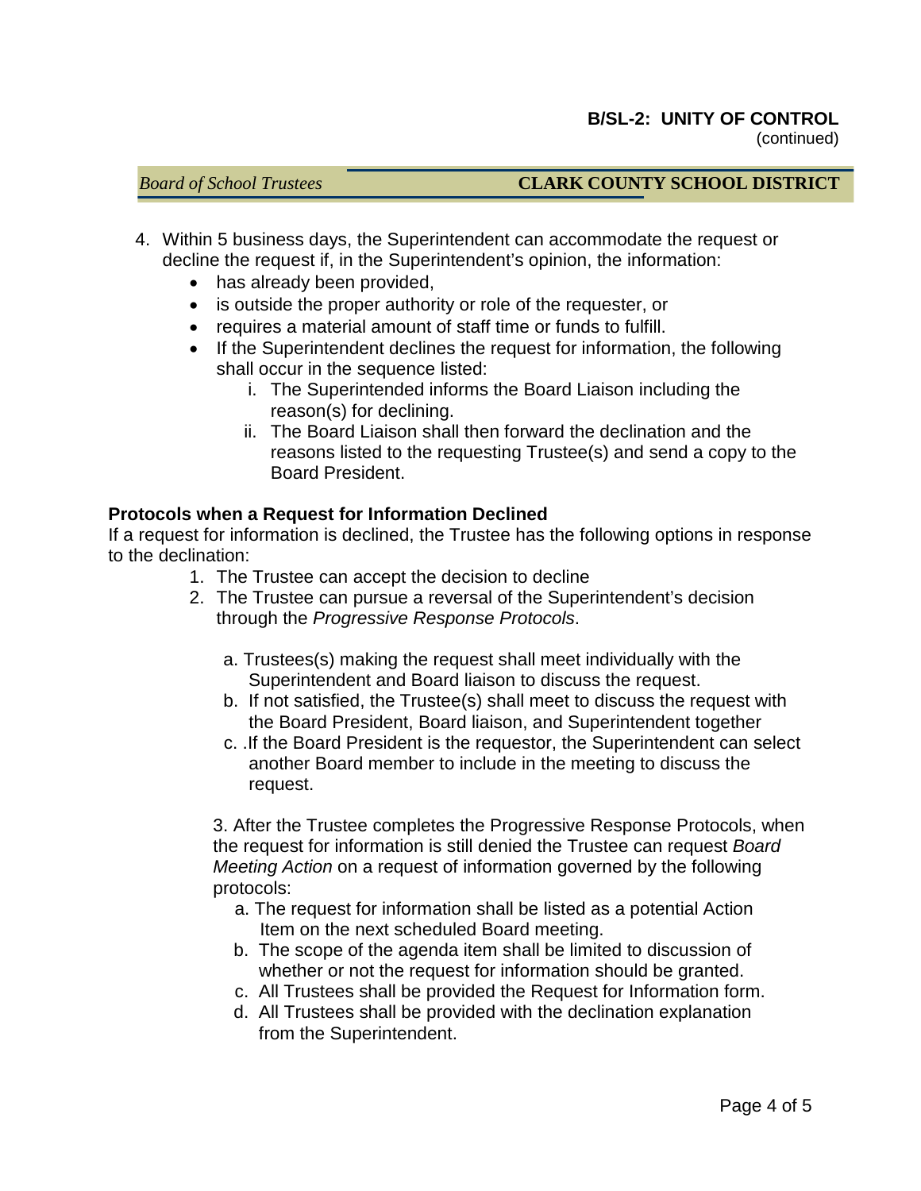4. Within 5 business days, the Superintendent can accommodate the request or decline the request if, in the Superintendent's opinion, the information:
   - has already been provided,
   - is outside the proper authority or role of the requester, or
   - requires a material amount of staff time or funds to fulfill.
   - If the Superintendent declines the request for information, the following shall occur in the sequence listed:
     i. The Superintended informs the Board Liaison including the reason(s) for declining.
     ii. The Board Liaison shall then forward the declination and the reasons listed to the requesting Trustee(s) and send a copy to the Board President.

**Protocols when a Request for Information Declined**

If a request for information is declined, the Trustee has the following options in response to the declination:

1. The Trustee can accept the decision to decline
2. The Trustee can pursue a reversal of the Superintendent's decision through the *Progressive Response Protocols*.

   a. Trustees(s) making the request shall meet individually with the Superintendent and Board liaison to discuss the request.
   b. If not satisfied, the Trustee(s) shall meet to discuss the request with the Board President, Board liaison, and Superintendent together
   c. .If the Board President is the requestor, the Superintendent can select another Board member to include in the meeting to discuss the request.

3. After the Trustee completes the Progressive Response Protocols, when the request for information is still denied the Trustee can request *Board Meeting Action* on a request of information governed by the following protocols:
   a. The request for information shall be listed as a potential Action Item on the next scheduled Board meeting.
   b. The scope of the agenda item shall be limited to discussion of whether or not the request for information should be granted.
   c. All Trustees shall be provided the Request for Information form.
   d. All Trustees shall be provided with the declination explanation from the Superintendent.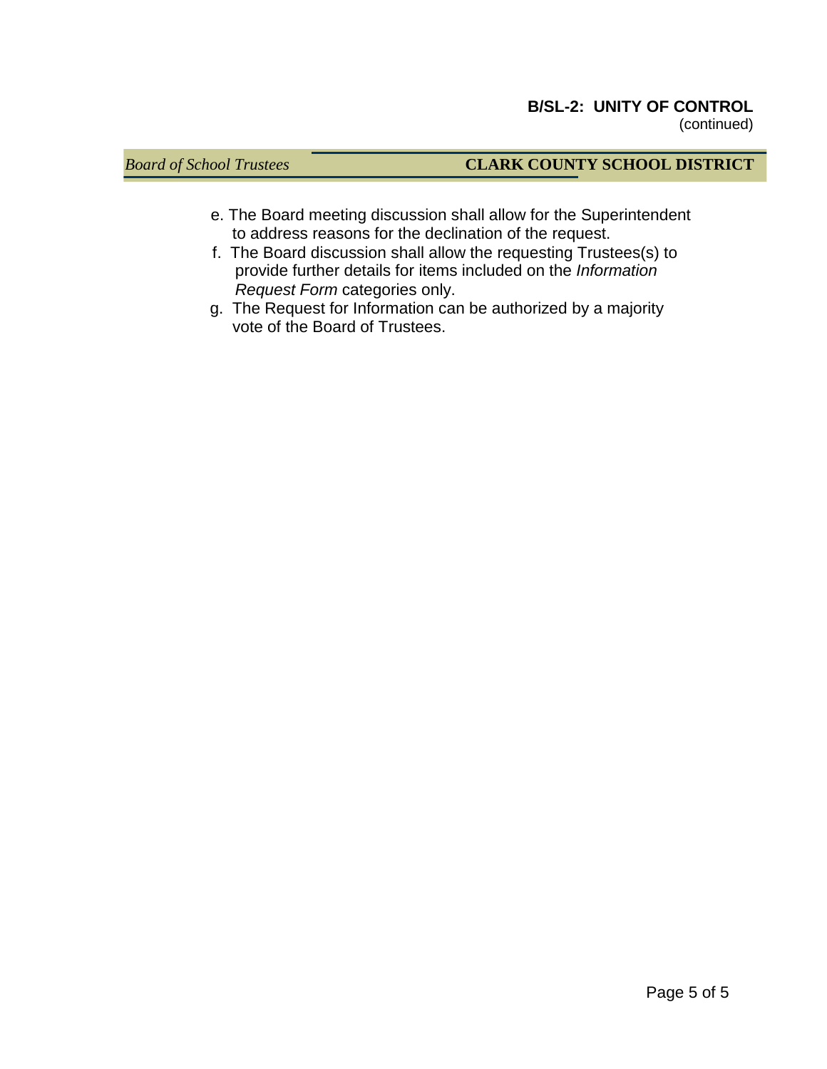e. The Board meeting discussion shall allow for the Superintendent to address reasons for the declination of the request.

f. The Board discussion shall allow the requesting Trustees(s) to provide further details for items included on the *Information Request Form* categories only.

g. The Request for Information can be authorized by a majority vote of the Board of Trustees.